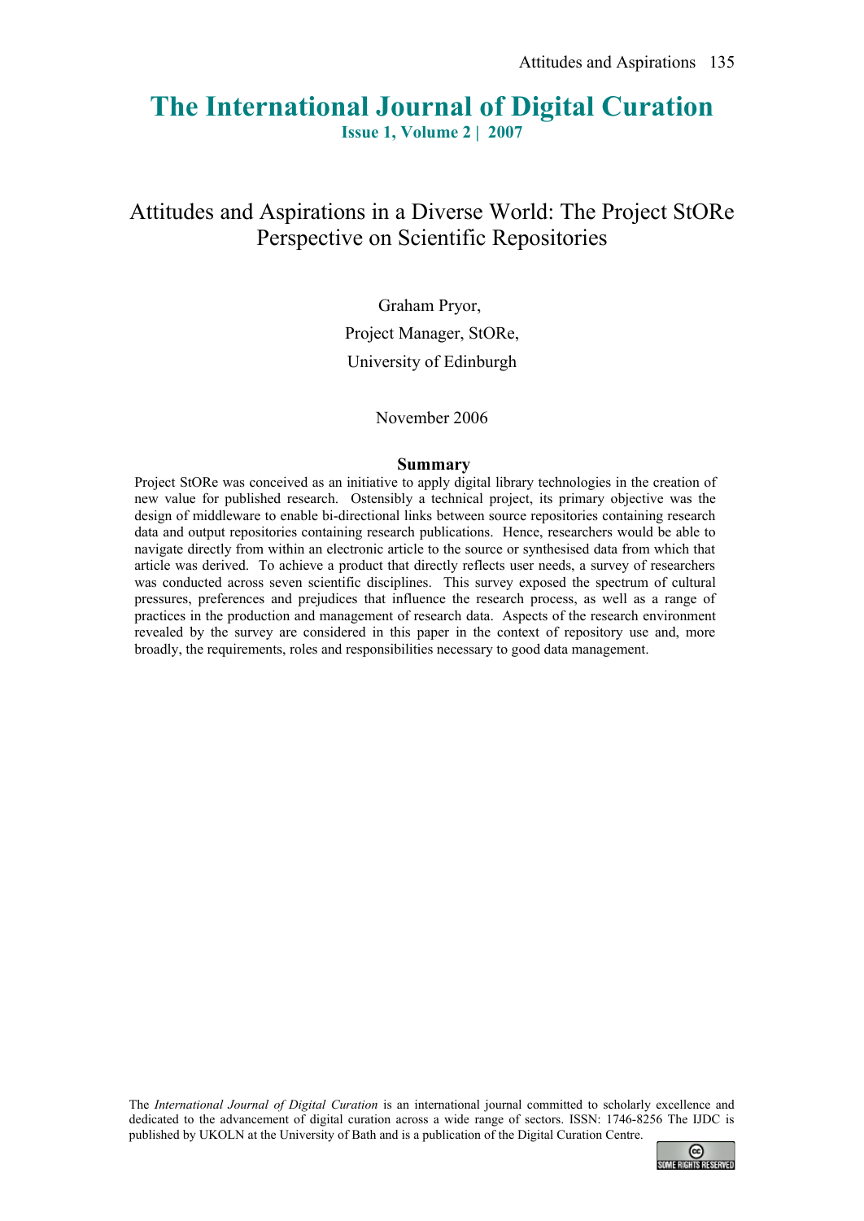# The International Journal of Digital Curation

**Issue 1, Volume 2 | 2007**

## Attitudes and Aspirations in a Diverse World: The Project StORe Perspective on Scientific Repositories

Graham Pryor,

Project Manager, StORe,

University of Edinburgh

November 2006

### Summary

Project StORe was conceived as an initiative to apply digital library technologies in the creation of new value for published research. Ostensibly a technical project, its primary objective was the design of middleware to enable bi-directional links between source repositories containing research data and output repositories containing research publications. Hence, researchers would be able to navigate directly from within an electronic article to the source or synthesised data from which that article was derived. To achieve a product that directly reflects user needs, a survey of researchers was conducted across seven scientific disciplines. This survey exposed the spectrum of cultural pressures, preferences and prejudices that influence the research process, as well as a range of practices in the production and management of research data. Aspects of the research environment revealed by the survey are considered in this paper in the context of repository use and, more broadly, the requirements, roles and responsibilities necessary to good data management.

The *International Journal of Digital Curation* is an international journal committed to scholarly excellence and dedicated to the advancement of digital curation across a wide range of sectors. ISSN: 1746-8256 The IJDC is published by UKOLN at the University of Bath and is a publication of the Digital Curation Centre.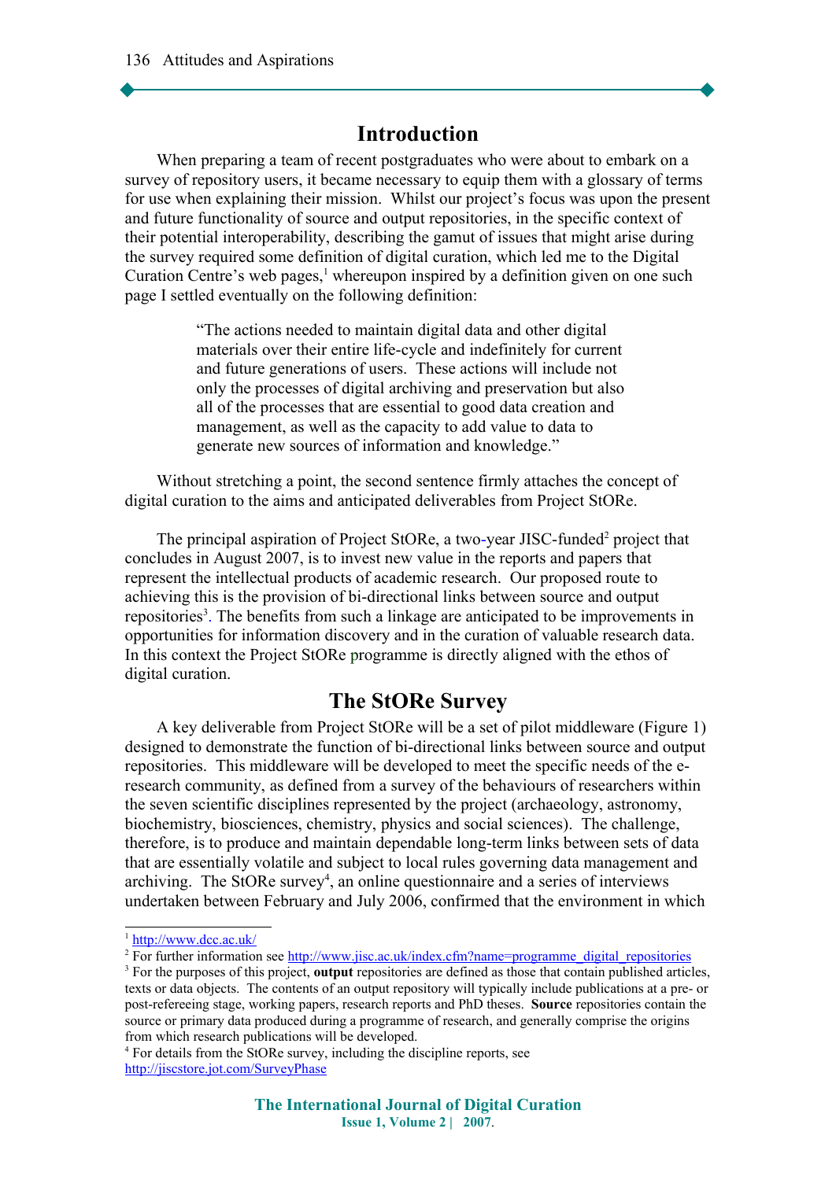## Introduction

When preparing a team of recent postgraduates who were about to embark on a survey of repository users, it became necessary to equip them with a glossary of terms for use when explaining their mission. Whilst our project's focus was upon the present and future functionality of source and output repositories, in the specific context of their potential interoperability, describing the gamut of issues that might arise during the survey required some definition of digital curation, which led me to the Digital Curation Centre's web pages,[1] whereupon inspired by a definition given on one such page I settled eventually on the following definition:

> "The actions needed to maintain digital data and other digital materials over their entire life-cycle and indefinitely for current and future generations of users. These actions will include not only the processes of digital archiving and preservation but also all of the processes that are essential to good data creation and management, as well as the capacity to add value to data to generate new sources of information and knowledge."

Without stretching a point, the second sentence firmly attaches the concept of digital curation to the aims and anticipated deliverables from Project StORe.

The principal aspiration of Project StORe, a two-year JISC-funded[2] project that concludes in August 2007, is to invest new value in the reports and papers that represent the intellectual products of academic research. Our proposed route to achieving this is the provision of bi-directional links between source and output repositories[3]. The benefits from such a linkage are anticipated to be improvements in opportunities for information discovery and in the curation of valuable research data. In this context the Project StORe programme is directly aligned with the ethos of digital curation.

## The StORe Survey

A key deliverable from Project StORe will be a set of pilot middleware (Figure 1) designed to demonstrate the function of bi-directional links between source and output repositories. This middleware will be developed to meet the specific needs of the e-research community, as defined from a survey of the behaviours of researchers within the seven scientific disciplines represented by the project (archaeology, astronomy, biochemistry, biosciences, chemistry, physics and social sciences). The challenge, therefore, is to produce and maintain dependable long-term links between sets of data that are essentially volatile and subject to local rules governing data management and archiving. The StORe survey[4], an online questionnaire and a series of interviews undertaken between February and July 2006, confirmed that the environment in which

---

[1] http://www.dcc.ac.uk/

[2] For further information see http://www.jisc.ac.uk/index.cfm?name=programme_digital_repositories

[3] For the purposes of this project, **output** repositories are defined as those that contain published articles, texts or data objects. The contents of an output repository will typically include publications at a pre- or post-refereeing stage, working papers, research reports and PhD theses. **Source** repositories contain the source or primary data produced during a programme of research, and generally comprise the origins from which research publications will be developed.

[4] For details from the StORe survey, including the discipline reports, see http://jiscstore.jot.com/SurveyPhase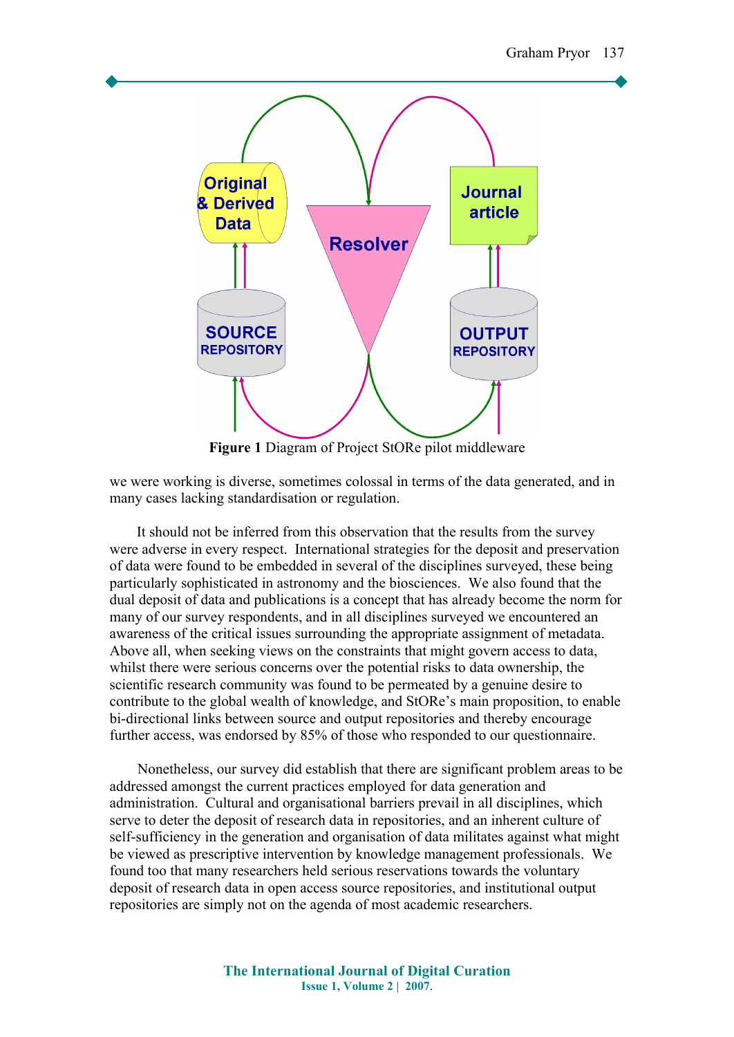**Figure 1** Diagram of Project StORe pilot middleware

we were working is diverse, sometimes colossal in terms of the data generated, and in many cases lacking standardisation or regulation.

It should not be inferred from this observation that the results from the survey were adverse in every respect. International strategies for the deposit and preservation of data were found to be embedded in several of the disciplines surveyed, these being particularly sophisticated in astronomy and the biosciences. We also found that the dual deposit of data and publications is a concept that has already become the norm for many of our survey respondents, and in all disciplines surveyed we encountered an awareness of the critical issues surrounding the appropriate assignment of metadata. Above all, when seeking views on the constraints that might govern access to data, whilst there were serious concerns over the potential risks to data ownership, the scientific research community was found to be permeated by a genuine desire to contribute to the global wealth of knowledge, and StORe's main proposition, to enable bi-directional links between source and output repositories and thereby encourage further access, was endorsed by 85% of those who responded to our questionnaire.

Nonetheless, our survey did establish that there are significant problem areas to be addressed amongst the current practices employed for data generation and administration. Cultural and organisational barriers prevail in all disciplines, which serve to deter the deposit of research data in repositories, and an inherent culture of self-sufficiency in the generation and organisation of data militates against what might be viewed as prescriptive intervention by knowledge management professionals. We found too that many researchers held serious reservations towards the voluntary deposit of research data in open access source repositories, and institutional output repositories are simply not on the agenda of most academic researchers.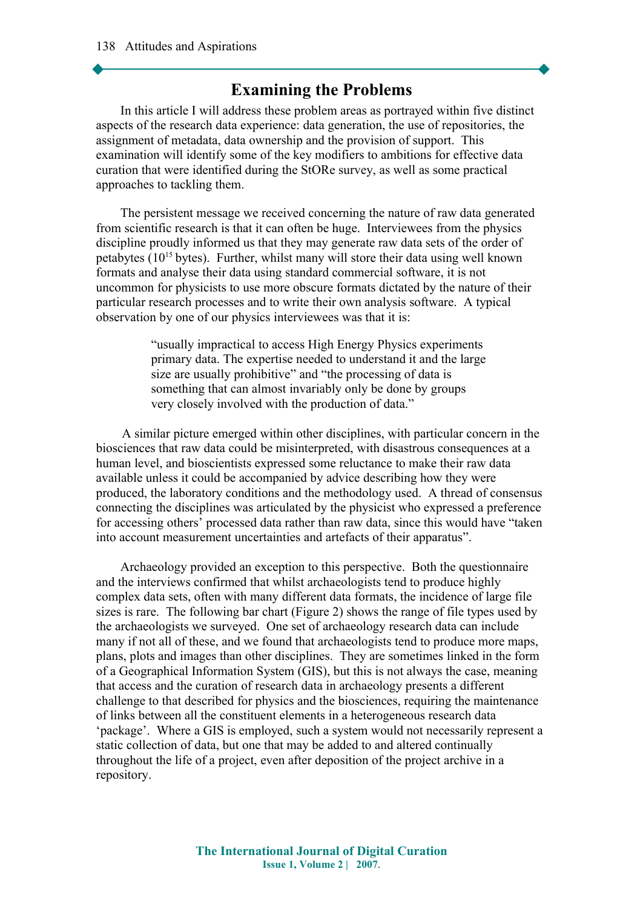## Examining the Problems

In this article I will address these problem areas as portrayed within five distinct aspects of the research data experience: data generation, the use of repositories, the assignment of metadata, data ownership and the provision of support. This examination will identify some of the key modifiers to ambitions for effective data curation that were identified during the StORe survey, as well as some practical approaches to tackling them.

The persistent message we received concerning the nature of raw data generated from scientific research is that it can often be huge. Interviewees from the physics discipline proudly informed us that they may generate raw data sets of the order of petabytes ($10^{15}$ bytes). Further, whilst many will store their data using well known formats and analyse their data using standard commercial software, it is not uncommon for physicists to use more obscure formats dictated by the nature of their particular research processes and to write their own analysis software. A typical observation by one of our physics interviewees was that it is:

> "usually impractical to access High Energy Physics experiments primary data. The expertise needed to understand it and the large size are usually prohibitive" and "the processing of data is something that can almost invariably only be done by groups very closely involved with the production of data."

A similar picture emerged within other disciplines, with particular concern in the biosciences that raw data could be misinterpreted, with disastrous consequences at a human level, and bioscientists expressed some reluctance to make their raw data available unless it could be accompanied by advice describing how they were produced, the laboratory conditions and the methodology used. A thread of consensus connecting the disciplines was articulated by the physicist who expressed a preference for accessing others' processed data rather than raw data, since this would have "taken into account measurement uncertainties and artefacts of their apparatus".

Archaeology provided an exception to this perspective. Both the questionnaire and the interviews confirmed that whilst archaeologists tend to produce highly complex data sets, often with many different data formats, the incidence of large file sizes is rare. The following bar chart (Figure 2) shows the range of file types used by the archaeologists we surveyed. One set of archaeology research data can include many if not all of these, and we found that archaeologists tend to produce more maps, plans, plots and images than other disciplines. They are sometimes linked in the form of a Geographical Information System (GIS), but this is not always the case, meaning that access and the curation of research data in archaeology presents a different challenge to that described for physics and the biosciences, requiring the maintenance of links between all the constituent elements in a heterogeneous research data 'package'. Where a GIS is employed, such a system would not necessarily represent a static collection of data, but one that may be added to and altered continually throughout the life of a project, even after deposition of the project archive in a repository.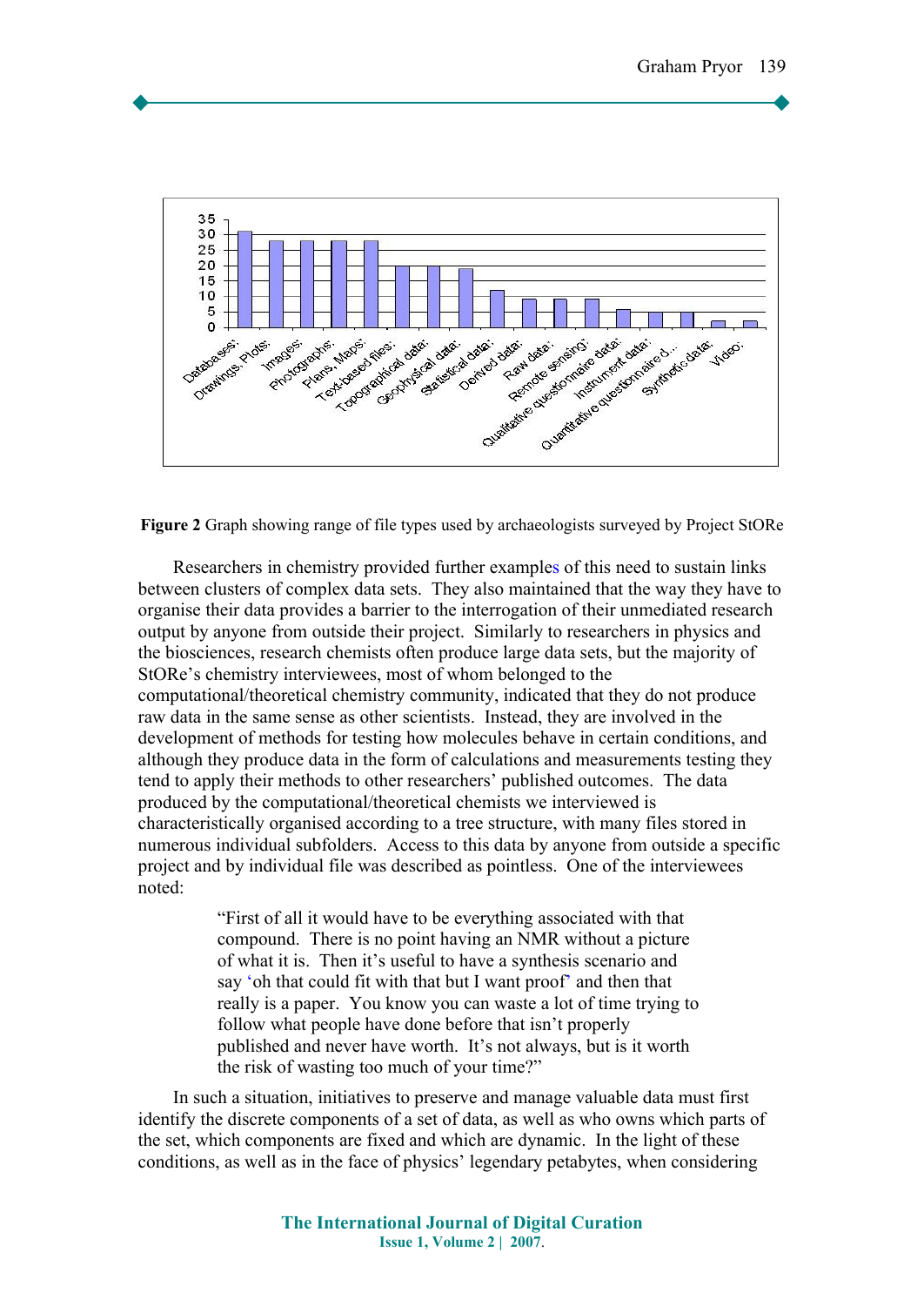**Figure 2** Graph showing range of file types used by archaeologists surveyed by Project StORe

Researchers in chemistry provided further examples of this need to sustain links between clusters of complex data sets. They also maintained that the way they have to organise their data provides a barrier to the interrogation of their unmediated research output by anyone from outside their project. Similarly to researchers in physics and the biosciences, research chemists often produce large data sets, but the majority of StORe's chemistry interviewees, most of whom belonged to the computational/theoretical chemistry community, indicated that they do not produce raw data in the same sense as other scientists. Instead, they are involved in the development of methods for testing how molecules behave in certain conditions, and although they produce data in the form of calculations and measurements testing they tend to apply their methods to other researchers' published outcomes. The data produced by the computational/theoretical chemists we interviewed is characteristically organised according to a tree structure, with many files stored in numerous individual subfolders. Access to this data by anyone from outside a specific project and by individual file was described as pointless. One of the interviewees noted:

> "First of all it would have to be everything associated with that compound. There is no point having an NMR without a picture of what it is. Then it's useful to have a synthesis scenario and say 'oh that could fit with that but I want proof' and then that really is a paper. You know you can waste a lot of time trying to follow what people have done before that isn't properly published and never have worth. It's not always, but is it worth the risk of wasting too much of your time?"

In such a situation, initiatives to preserve and manage valuable data must first identify the discrete components of a set of data, as well as who owns which parts of the set, which components are fixed and which are dynamic. In the light of these conditions, as well as in the face of physics' legendary petabytes, when considering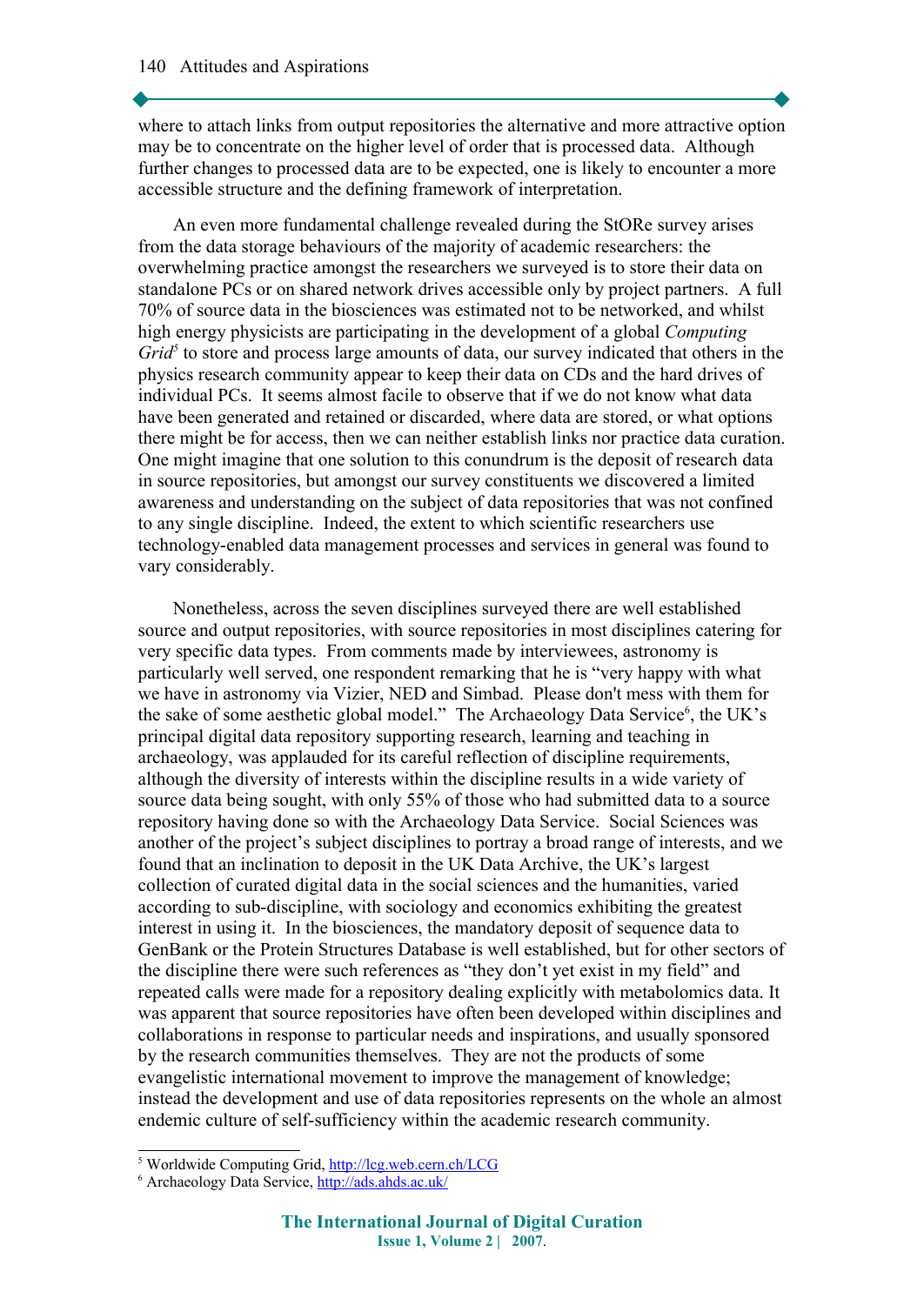where to attach links from output repositories the alternative and more attractive option may be to concentrate on the higher level of order that is processed data. Although further changes to processed data are to be expected, one is likely to encounter a more accessible structure and the defining framework of interpretation.

An even more fundamental challenge revealed during the StORe survey arises from the data storage behaviours of the majority of academic researchers: the overwhelming practice amongst the researchers we surveyed is to store their data on standalone PCs or on shared network drives accessible only by project partners. A full 70% of source data in the biosciences was estimated not to be networked, and whilst high energy physicists are participating in the development of a global *Computing Grid*[5] to store and process large amounts of data, our survey indicated that others in the physics research community appear to keep their data on CDs and the hard drives of individual PCs. It seems almost facile to observe that if we do not know what data have been generated and retained or discarded, where data are stored, or what options there might be for access, then we can neither establish links nor practice data curation. One might imagine that one solution to this conundrum is the deposit of research data in source repositories, but amongst our survey constituents we discovered a limited awareness and understanding on the subject of data repositories that was not confined to any single discipline. Indeed, the extent to which scientific researchers use technology-enabled data management processes and services in general was found to vary considerably.

Nonetheless, across the seven disciplines surveyed there are well established source and output repositories, with source repositories in most disciplines catering for very specific data types. From comments made by interviewees, astronomy is particularly well served, one respondent remarking that he is "very happy with what we have in astronomy via Vizier, NED and Simbad. Please don't mess with them for the sake of some aesthetic global model." The Archaeology Data Service[6], the UK's principal digital data repository supporting research, learning and teaching in archaeology, was applauded for its careful reflection of discipline requirements, although the diversity of interests within the discipline results in a wide variety of source data being sought, with only 55% of those who had submitted data to a source repository having done so with the Archaeology Data Service. Social Sciences was another of the project's subject disciplines to portray a broad range of interests, and we found that an inclination to deposit in the UK Data Archive, the UK's largest collection of curated digital data in the social sciences and the humanities, varied according to sub-discipline, with sociology and economics exhibiting the greatest interest in using it. In the biosciences, the mandatory deposit of sequence data to GenBank or the Protein Structures Database is well established, but for other sectors of the discipline there were such references as "they don't yet exist in my field" and repeated calls were made for a repository dealing explicitly with metabolomics data. It was apparent that source repositories have often been developed within disciplines and collaborations in response to particular needs and inspirations, and usually sponsored by the research communities themselves. They are not the products of some evangelistic international movement to improve the management of knowledge; instead the development and use of data repositories represents on the whole an almost endemic culture of self-sufficiency within the academic research community.

---

[5] Worldwide Computing Grid, http://lcg.web.cern.ch/LCG

[6] Archaeology Data Service, http://ads.ahds.ac.uk/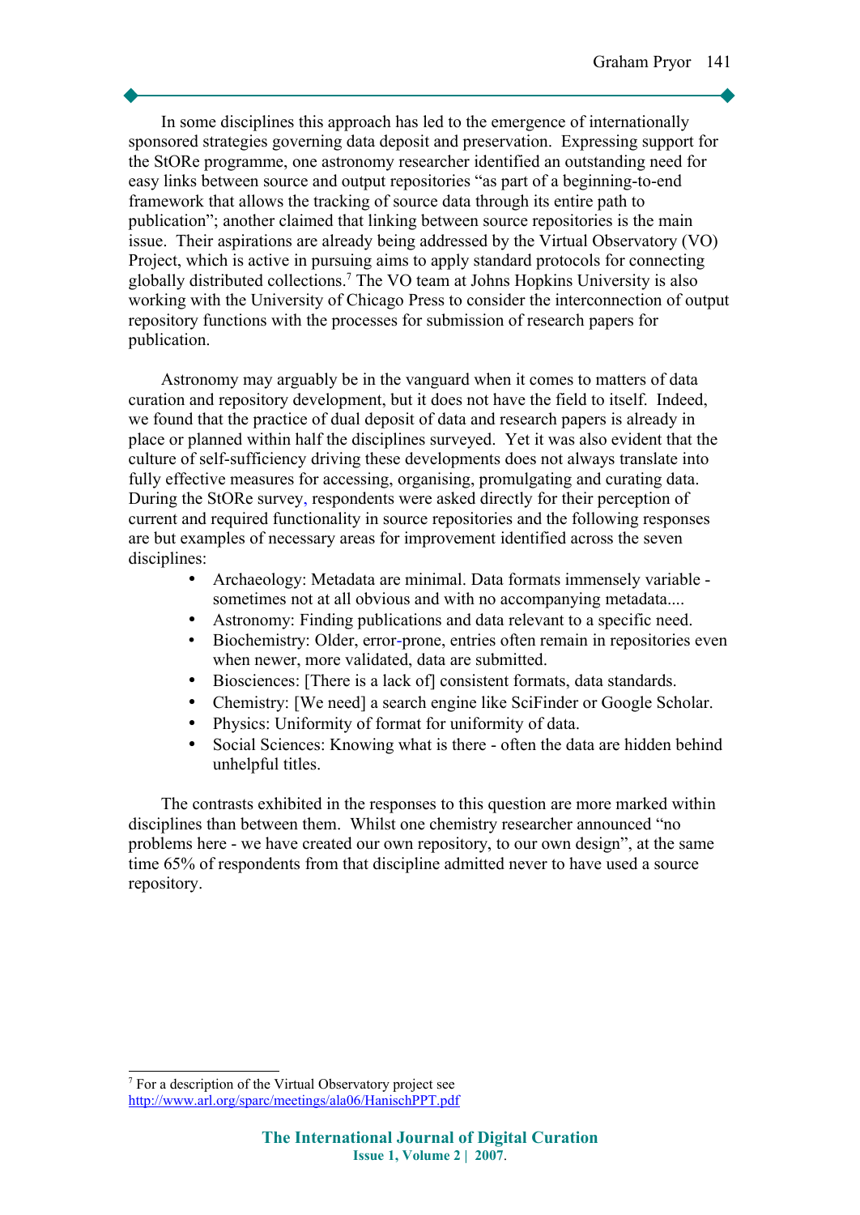In some disciplines this approach has led to the emergence of internationally sponsored strategies governing data deposit and preservation. Expressing support for the StORe programme, one astronomy researcher identified an outstanding need for easy links between source and output repositories "as part of a beginning-to-end framework that allows the tracking of source data through its entire path to publication"; another claimed that linking between source repositories is the main issue. Their aspirations are already being addressed by the Virtual Observatory (VO) Project, which is active in pursuing aims to apply standard protocols for connecting globally distributed collections.[7] The VO team at Johns Hopkins University is also working with the University of Chicago Press to consider the interconnection of output repository functions with the processes for submission of research papers for publication.

Astronomy may arguably be in the vanguard when it comes to matters of data curation and repository development, but it does not have the field to itself. Indeed, we found that the practice of dual deposit of data and research papers is already in place or planned within half the disciplines surveyed. Yet it was also evident that the culture of self-sufficiency driving these developments does not always translate into fully effective measures for accessing, organising, promulgating and curating data. During the StORe survey, respondents were asked directly for their perception of current and required functionality in source repositories and the following responses are but examples of necessary areas for improvement identified across the seven disciplines:

- Archaeology: Metadata are minimal. Data formats immensely variable - sometimes not at all obvious and with no accompanying metadata....
- Astronomy: Finding publications and data relevant to a specific need.
- Biochemistry: Older, error-prone, entries often remain in repositories even when newer, more validated, data are submitted.
- Biosciences: [There is a lack of] consistent formats, data standards.
- Chemistry: [We need] a search engine like SciFinder or Google Scholar.
- Physics: Uniformity of format for uniformity of data.
- Social Sciences: Knowing what is there - often the data are hidden behind unhelpful titles.

The contrasts exhibited in the responses to this question are more marked within disciplines than between them. Whilst one chemistry researcher announced "no problems here - we have created our own repository, to our own design", at the same time 65% of respondents from that discipline admitted never to have used a source repository.

---

[7] For a description of the Virtual Observatory project see http://www.arl.org/sparc/meetings/ala06/HanischPPT.pdf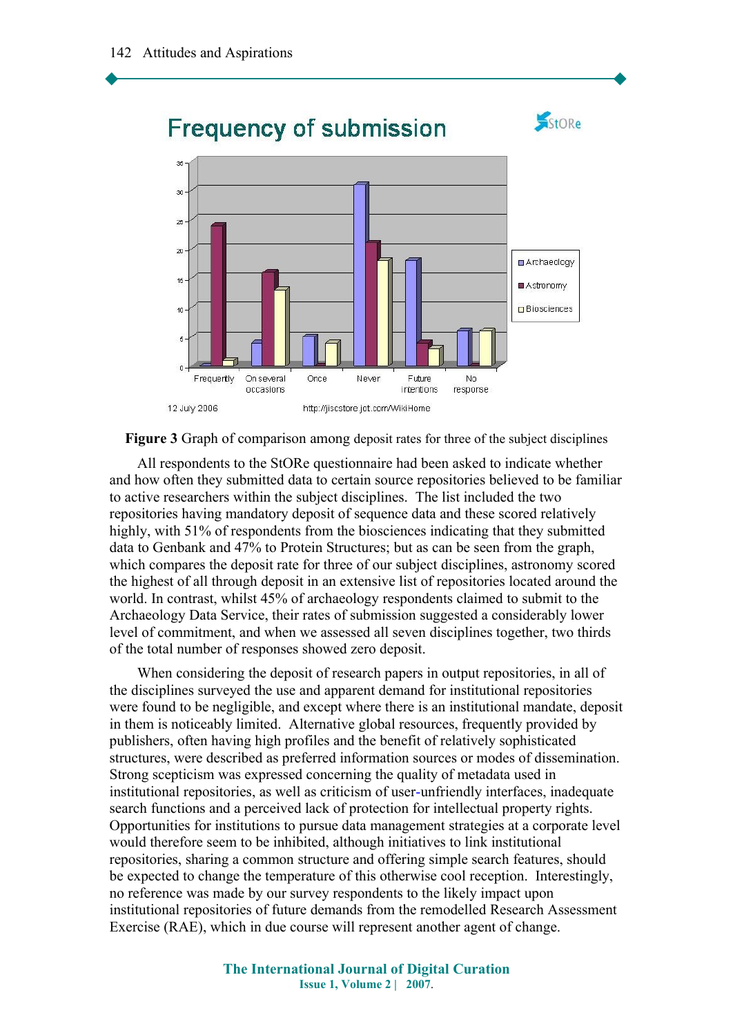**Figure 3** Graph of comparison among deposit rates for three of the subject disciplines

All respondents to the StORe questionnaire had been asked to indicate whether and how often they submitted data to certain source repositories believed to be familiar to active researchers within the subject disciplines. The list included the two repositories having mandatory deposit of sequence data and these scored relatively highly, with 51% of respondents from the biosciences indicating that they submitted data to Genbank and 47% to Protein Structures; but as can be seen from the graph, which compares the deposit rate for three of our subject disciplines, astronomy scored the highest of all through deposit in an extensive list of repositories located around the world. In contrast, whilst 45% of archaeology respondents claimed to submit to the Archaeology Data Service, their rates of submission suggested a considerably lower level of commitment, and when we assessed all seven disciplines together, two thirds of the total number of responses showed zero deposit.

When considering the deposit of research papers in output repositories, in all of the disciplines surveyed the use and apparent demand for institutional repositories were found to be negligible, and except where there is an institutional mandate, deposit in them is noticeably limited. Alternative global resources, frequently provided by publishers, often having high profiles and the benefit of relatively sophisticated structures, were described as preferred information sources or modes of dissemination. Strong scepticism was expressed concerning the quality of metadata used in institutional repositories, as well as criticism of user-unfriendly interfaces, inadequate search functions and a perceived lack of protection for intellectual property rights. Opportunities for institutions to pursue data management strategies at a corporate level would therefore seem to be inhibited, although initiatives to link institutional repositories, sharing a common structure and offering simple search features, should be expected to change the temperature of this otherwise cool reception. Interestingly, no reference was made by our survey respondents to the likely impact upon institutional repositories of future demands from the remodelled Research Assessment Exercise (RAE), which in due course will represent another agent of change.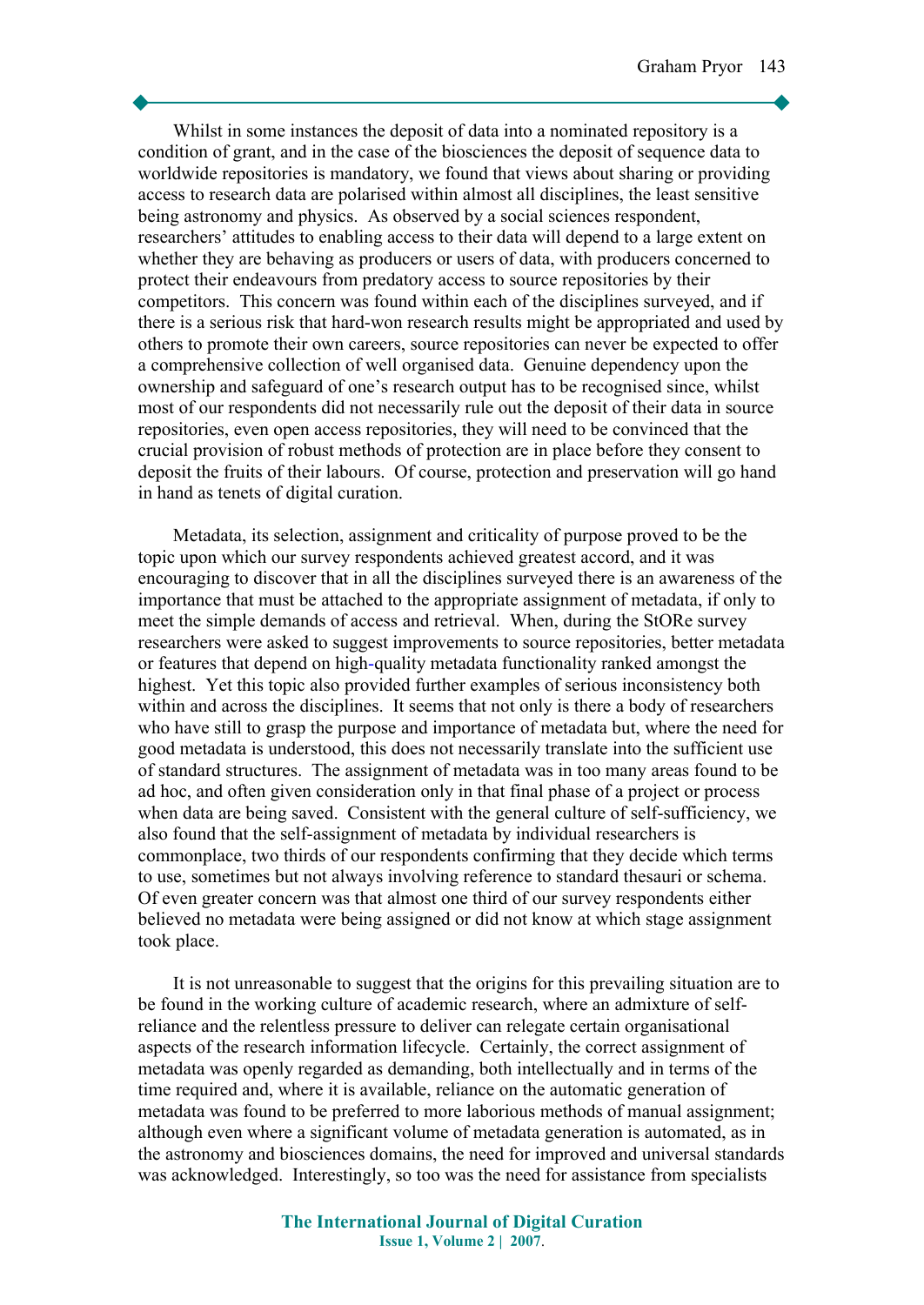Whilst in some instances the deposit of data into a nominated repository is a condition of grant, and in the case of the biosciences the deposit of sequence data to worldwide repositories is mandatory, we found that views about sharing or providing access to research data are polarised within almost all disciplines, the least sensitive being astronomy and physics. As observed by a social sciences respondent, researchers' attitudes to enabling access to their data will depend to a large extent on whether they are behaving as producers or users of data, with producers concerned to protect their endeavours from predatory access to source repositories by their competitors. This concern was found within each of the disciplines surveyed, and if there is a serious risk that hard-won research results might be appropriated and used by others to promote their own careers, source repositories can never be expected to offer a comprehensive collection of well organised data. Genuine dependency upon the ownership and safeguard of one's research output has to be recognised since, whilst most of our respondents did not necessarily rule out the deposit of their data in source repositories, even open access repositories, they will need to be convinced that the crucial provision of robust methods of protection are in place before they consent to deposit the fruits of their labours. Of course, protection and preservation will go hand in hand as tenets of digital curation.

Metadata, its selection, assignment and criticality of purpose proved to be the topic upon which our survey respondents achieved greatest accord, and it was encouraging to discover that in all the disciplines surveyed there is an awareness of the importance that must be attached to the appropriate assignment of metadata, if only to meet the simple demands of access and retrieval. When, during the StORe survey researchers were asked to suggest improvements to source repositories, better metadata or features that depend on high-quality metadata functionality ranked amongst the highest. Yet this topic also provided further examples of serious inconsistency both within and across the disciplines. It seems that not only is there a body of researchers who have still to grasp the purpose and importance of metadata but, where the need for good metadata is understood, this does not necessarily translate into the sufficient use of standard structures. The assignment of metadata was in too many areas found to be ad hoc, and often given consideration only in that final phase of a project or process when data are being saved. Consistent with the general culture of self-sufficiency, we also found that the self-assignment of metadata by individual researchers is commonplace, two thirds of our respondents confirming that they decide which terms to use, sometimes but not always involving reference to standard thesauri or schema. Of even greater concern was that almost one third of our survey respondents either believed no metadata were being assigned or did not know at which stage assignment took place.

It is not unreasonable to suggest that the origins for this prevailing situation are to be found in the working culture of academic research, where an admixture of self-reliance and the relentless pressure to deliver can relegate certain organisational aspects of the research information lifecycle. Certainly, the correct assignment of metadata was openly regarded as demanding, both intellectually and in terms of the time required and, where it is available, reliance on the automatic generation of metadata was found to be preferred to more laborious methods of manual assignment; although even where a significant volume of metadata generation is automated, as in the astronomy and biosciences domains, the need for improved and universal standards was acknowledged. Interestingly, so too was the need for assistance from specialists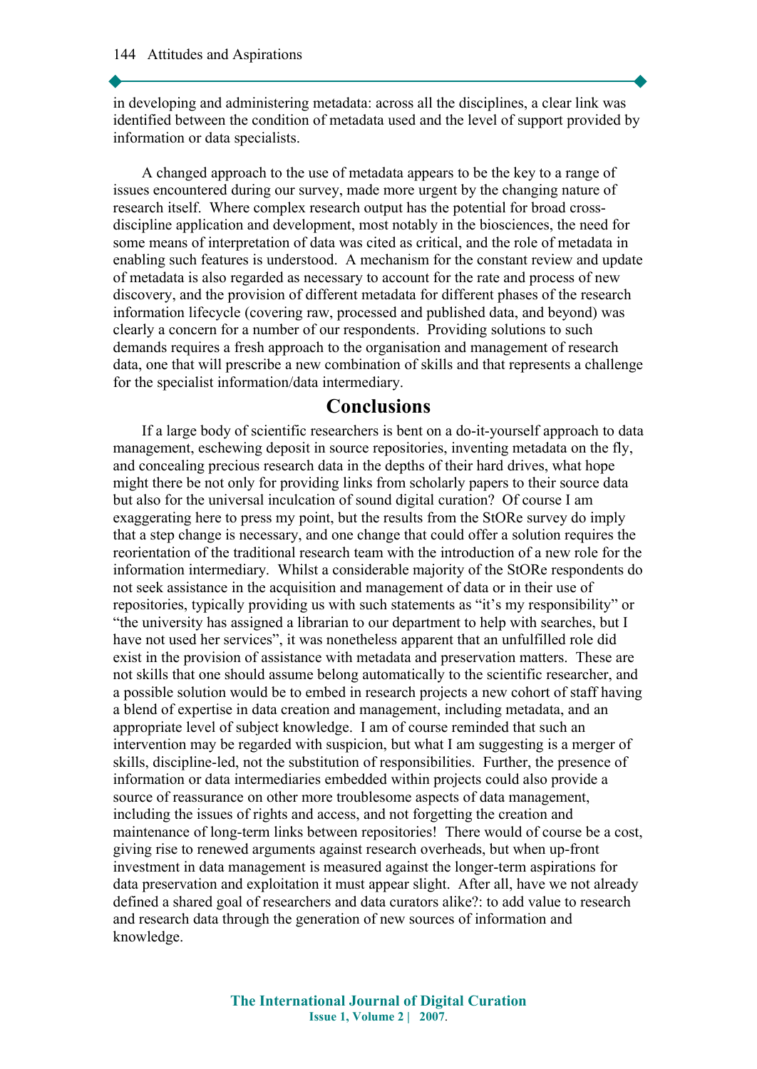in developing and administering metadata: across all the disciplines, a clear link was identified between the condition of metadata used and the level of support provided by information or data specialists.

A changed approach to the use of metadata appears to be the key to a range of issues encountered during our survey, made more urgent by the changing nature of research itself. Where complex research output has the potential for broad cross-discipline application and development, most notably in the biosciences, the need for some means of interpretation of data was cited as critical, and the role of metadata in enabling such features is understood. A mechanism for the constant review and update of metadata is also regarded as necessary to account for the rate and process of new discovery, and the provision of different metadata for different phases of the research information lifecycle (covering raw, processed and published data, and beyond) was clearly a concern for a number of our respondents. Providing solutions to such demands requires a fresh approach to the organisation and management of research data, one that will prescribe a new combination of skills and that represents a challenge for the specialist information/data intermediary.

## Conclusions

If a large body of scientific researchers is bent on a do-it-yourself approach to data management, eschewing deposit in source repositories, inventing metadata on the fly, and concealing precious research data in the depths of their hard drives, what hope might there be not only for providing links from scholarly papers to their source data but also for the universal inculcation of sound digital curation? Of course I am exaggerating here to press my point, but the results from the StORe survey do imply that a step change is necessary, and one change that could offer a solution requires the reorientation of the traditional research team with the introduction of a new role for the information intermediary. Whilst a considerable majority of the StORe respondents do not seek assistance in the acquisition and management of data or in their use of repositories, typically providing us with such statements as "it's my responsibility" or "the university has assigned a librarian to our department to help with searches, but I have not used her services", it was nonetheless apparent that an unfulfilled role did exist in the provision of assistance with metadata and preservation matters. These are not skills that one should assume belong automatically to the scientific researcher, and a possible solution would be to embed in research projects a new cohort of staff having a blend of expertise in data creation and management, including metadata, and an appropriate level of subject knowledge. I am of course reminded that such an intervention may be regarded with suspicion, but what I am suggesting is a merger of skills, discipline-led, not the substitution of responsibilities. Further, the presence of information or data intermediaries embedded within projects could also provide a source of reassurance on other more troublesome aspects of data management, including the issues of rights and access, and not forgetting the creation and maintenance of long-term links between repositories! There would of course be a cost, giving rise to renewed arguments against research overheads, but when up-front investment in data management is measured against the longer-term aspirations for data preservation and exploitation it must appear slight. After all, have we not already defined a shared goal of researchers and data curators alike?: to add value to research and research data through the generation of new sources of information and knowledge.